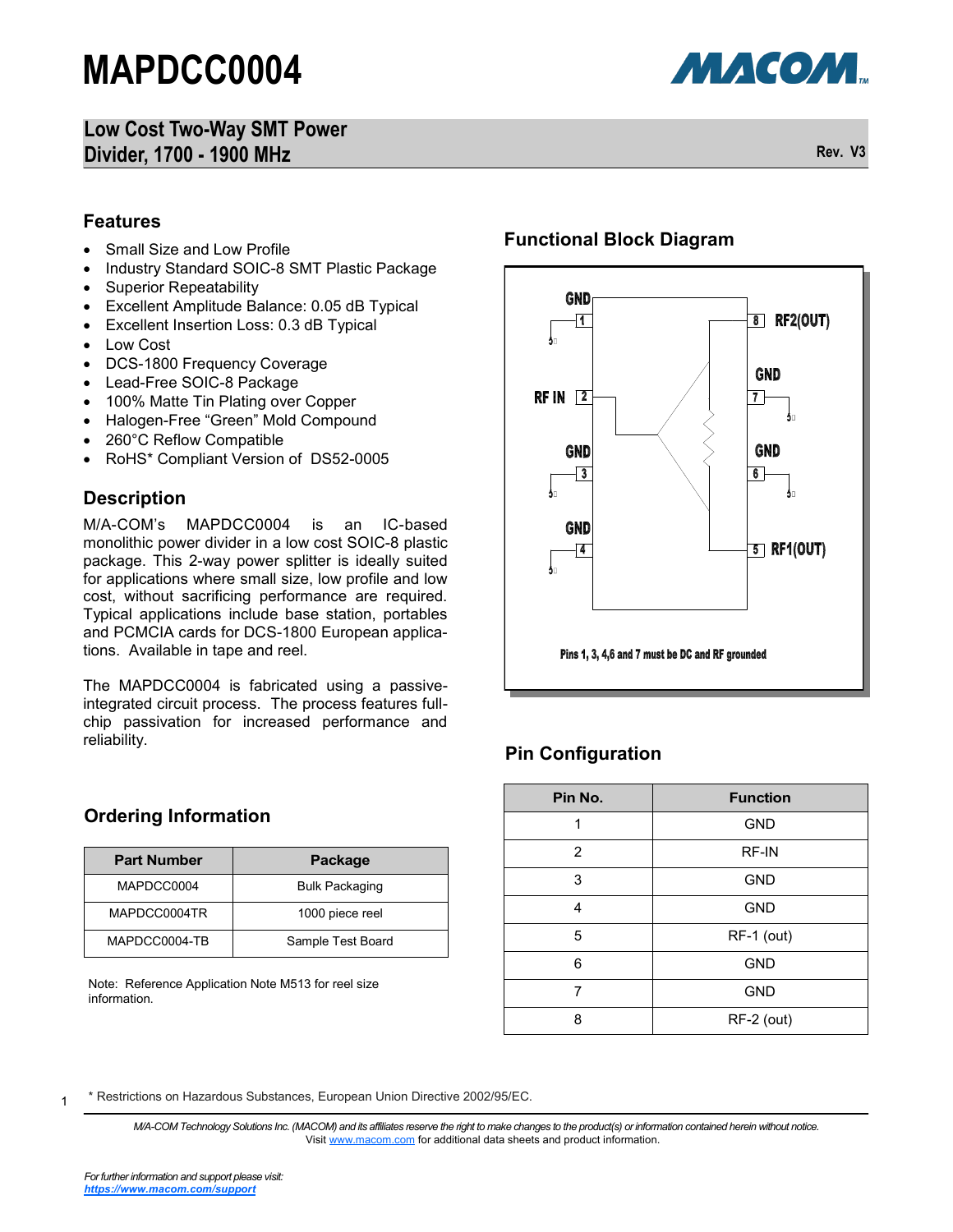# MAPDCC0004

## Low Cost Two-Way SMT Power Divider, 1700 - 1900 MHz

Rev. V3

## Features

- Small Size and Low Profile
- Industry Standard SOIC-8 SMT Plastic Package
- Superior Repeatability
- Excellent Amplitude Balance: 0.05 dB Typical
- Excellent Insertion Loss: 0.3 dB Typical
- Low Cost
- DCS-1800 Frequency Coverage
- Lead-Free SOIC-8 Package
- 100% Matte Tin Plating over Copper
- Halogen-Free "Green" Mold Compound
- 260°C Reflow Compatible
- RoHS* Compliant Version of DS52-0005

## Description

M/A-COM's MAPDCC0004 is an IC-based monolithic power divider in a low cost SOIC-8 plastic package. This 2-way power splitter is ideally suited for applications where small size, low profile and low cost, without sacrificing performance are required. Typical applications include base station, portables and PCMCIA cards for DCS-1800 European applications. Available in tape and reel.

The MAPDCC0004 is fabricated using a passive-integrated circuit process. The process features full-chip passivation for increased performance and reliability.

## Functional Block Diagram

GND 1 | RF IN 2 | GND 3 | GND 4 | RF1(OUT) 5 | GND 6 | GND 7 | RF2(OUT) 8

Pins 1, 3, 4,6 and 7 must be DC and RF grounded

## Ordering Information

| Part Number | Package |
| --- | --- |
| MAPDCC0004 | Bulk Packaging |
| MAPDCC0004TR | 1000 piece reel |
| MAPDCC0004-TB | Sample Test Board |

Note: Reference Application Note M513 for reel size information.

## Pin Configuration

| Pin No. | Function |
| --- | --- |
| 1 | GND |
| 2 | RF-IN |
| 3 | GND |
| 4 | GND |
| 5 | RF-1 (out) |
| 6 | GND |
| 7 | GND |
| 8 | RF-2 (out) |

\* Restrictions on Hazardous Substances, European Union Directive 2002/95/EC.

*M/A-COM Technology Solutions Inc. (MACOM) and its affiliates reserve the right to make changes to the product(s) or information contained herein without notice.* Visit www.macom.com for additional data sheets and product information.

*For further information and support please visit:* ***https://www.macom.com/support***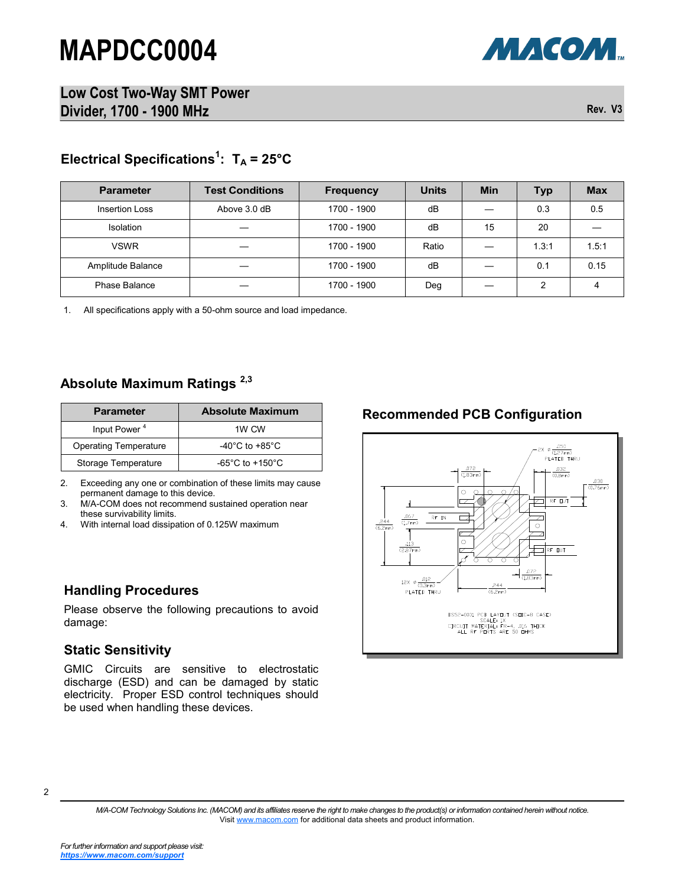# MAPDCC0004

## Low Cost Two-Way SMT Power Divider, 1700 - 1900 MHz

Rev. V3

### Electrical Specifications[1]: $T_A$ = 25°C

| Parameter | Test Conditions | Frequency | Units | Min | Typ | Max |
|---|---|---|---|---|---|---|
| Insertion Loss | Above 3.0 dB | 1700 - 1900 | dB | — | 0.3 | 0.5 |
| Isolation | — | 1700 - 1900 | dB | 15 | 20 | — |
| VSWR | — | 1700 - 1900 | Ratio | — | 1.3:1 | 1.5:1 |
| Amplitude Balance | — | 1700 - 1900 | dB | — | 0.1 | 0.15 |
| Phase Balance | — | 1700 - 1900 | Deg | — | 2 | 4 |

1. All specifications apply with a 50-ohm source and load impedance.

### Absolute Maximum Ratings [2,3]

| Parameter | Absolute Maximum |
|---|---|
| Input Power [4] | 1W CW |
| Operating Temperature | -40°C to +85°C |
| Storage Temperature | -65°C to +150°C |

2. Exceeding any one or combination of these limits may cause permanent damage to this device.
3. M/A-COM does not recommend sustained operation near these survivability limits.
4. With internal load dissipation of 0.125W maximum

### Recommended PCB Configuration

2X ⌀ .050 (1.27mm) PLATED THRU
.072 (1.83mm)
.032 (0.8mm)
.030 (0.76mm)
RF OUT
RF IN
.244 (6.2mm)
.067 (1.7mm)
.113 (2.87mm)
RF OUT
.072 (1.83mm)
12X ⌀ .012 (0.3mm) PLATED THRU
.244 (6.2mm)

DS52-0001 PCB LAYOUT (SOIC-8 CASE)
SCALE: 2X
CIRCUIT MATERIAL: FR-4, .016 THICK
ALL RF PORTS ARE 50 OHMS

### Handling Procedures

Please observe the following precautions to avoid damage:

### Static Sensitivity

GMIC Circuits are sensitive to electrostatic discharge (ESD) and can be damaged by static electricity. Proper ESD control techniques should be used when handling these devices.

*M/A-COM Technology Solutions Inc. (MACOM) and its affiliates reserve the right to make changes to the product(s) or information contained herein without notice.*
Visit www.macom.com for additional data sheets and product information.

*For further information and support please visit:*
***https://www.macom.com/support***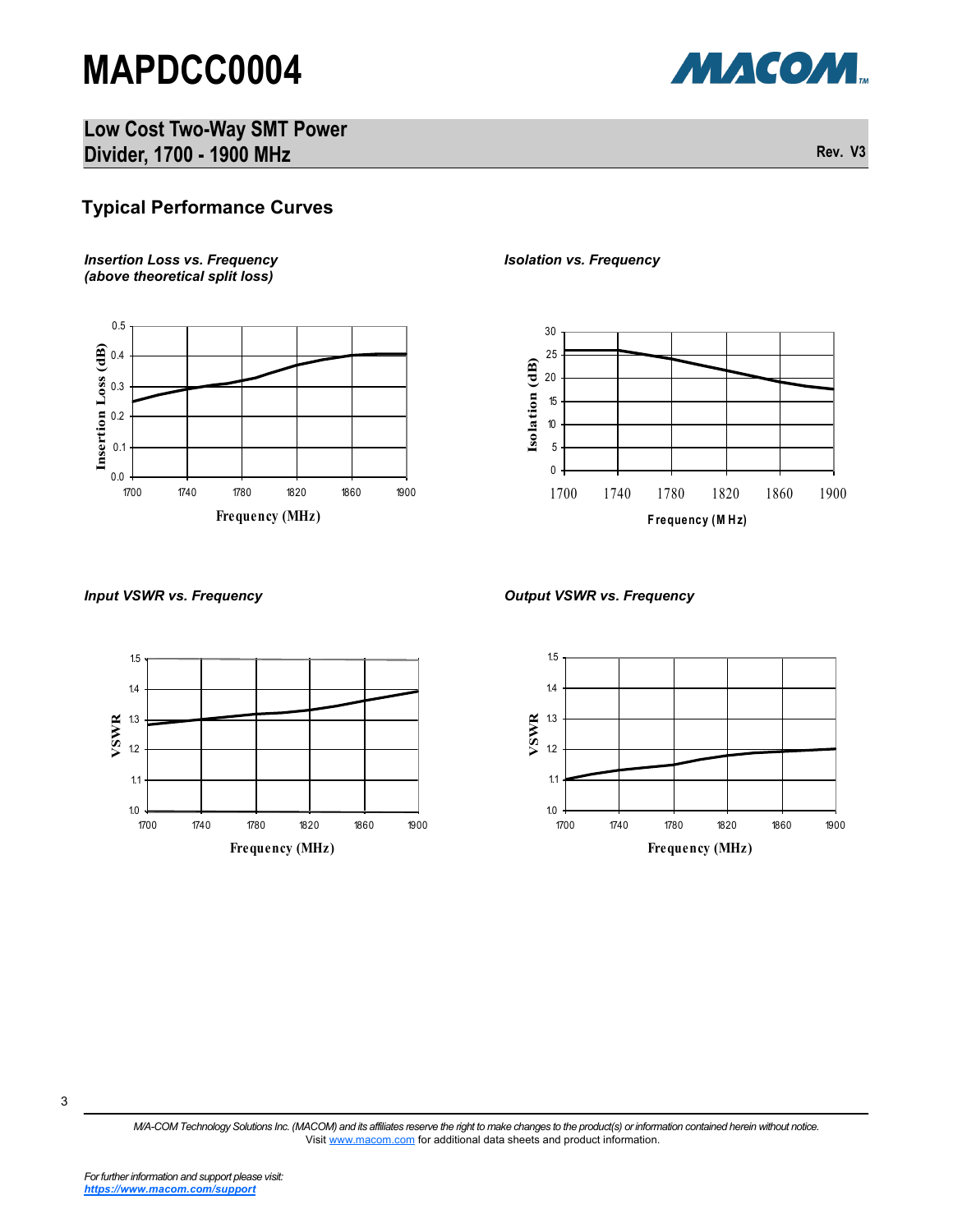## Typical Performance Curves

***Insertion Loss vs. Frequency (above theoretical split loss)***

Insertion Loss (dB)

0.5
0.4
0.3
0.2
0.1
0.0

1700 1740 1780 1820 1860 1900

Frequency (MHz)

***Isolation vs. Frequency***

Isolation (dB)

30
25
20
15
10
5
0

1700 1740 1780 1820 1860 1900

Frequency (MHz)

***Input VSWR vs. Frequency***

VSWR

1.5
1.4
1.3
1.2
1.1
1.0

1700 1740 1780 1820 1860 1900

Frequency (MHz)

***Output VSWR vs. Frequency***

VSWR

1.5
1.4
1.3
1.2
1.1
1.0

1700 1740 1780 1820 1860 1900

Frequency (MHz)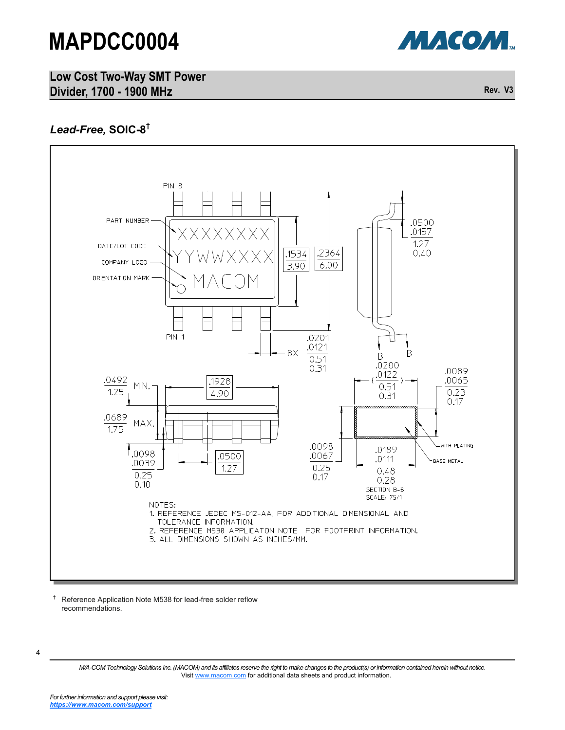## *Lead-Free,* SOIC-8†

PIN 8

PART NUMBER

DATE/LOT CODE

COMPANY LOGO

ORIENTATION MARK

XXXXXXXX

YYWWXXXX

MACOM

PIN 1

.1534 / 3.90

.2364 / 6.00

.0500 / .0157 / 1.27 / 0.40

.0201 / .0121 / 0.51 / 0.31 8X

B B

.0200 / .0122 / 0.51 / 0.31

.0089 / .0065 / 0.23 / 0.17

.0492 / 1.25 MIN.

.1928 / 4.90

.0689 / 1.75 MAX.

.0098 / .0039 / 0.25 / 0.10

.0500 / 1.27

.0098 / .0067 / 0.25 / 0.17

.0189 / .0111 / 0.48 / 0.28

WITH PLATING

BASE METAL

SECTION B-B
SCALE: 75/1

NOTES:
1. REFERENCE JEDEC MS-012-AA, FOR ADDITIONAL DIMENSIONAL AND TOLERANCE INFORMATION.
2. REFERENCE M538 APPLICATON NOTE FOR FOOTPRINT INFORMATION.
3. ALL DIMENSIONS SHOWN AS INCHES/MM.

† Reference Application Note M538 for lead-free solder reflow recommendations.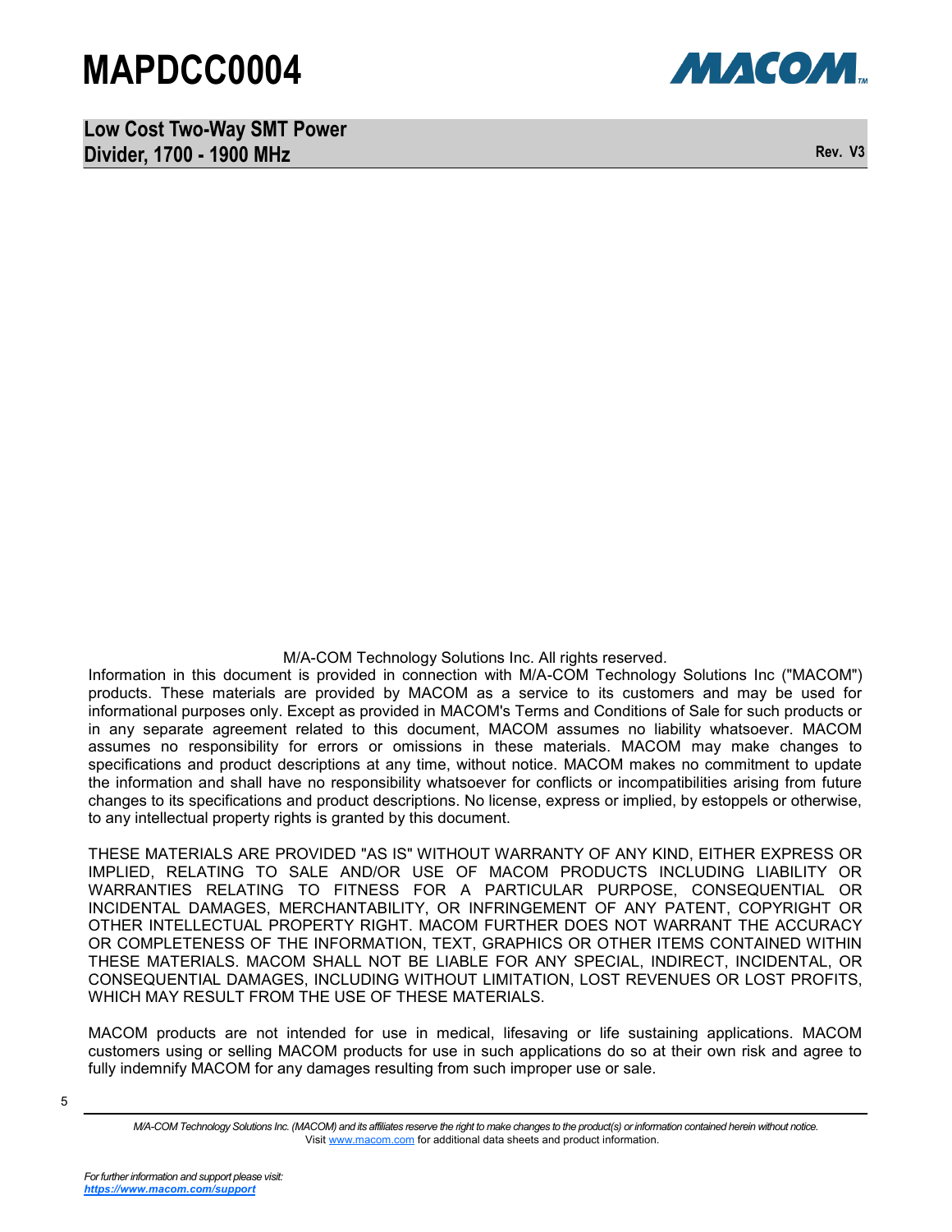M/A-COM Technology Solutions Inc. All rights reserved.

Information in this document is provided in connection with M/A-COM Technology Solutions Inc ("MACOM") products. These materials are provided by MACOM as a service to its customers and may be used for informational purposes only. Except as provided in MACOM's Terms and Conditions of Sale for such products or in any separate agreement related to this document, MACOM assumes no liability whatsoever. MACOM assumes no responsibility for errors or omissions in these materials. MACOM may make changes to specifications and product descriptions at any time, without notice. MACOM makes no commitment to update the information and shall have no responsibility whatsoever for conflicts or incompatibilities arising from future changes to its specifications and product descriptions. No license, express or implied, by estoppels or otherwise, to any intellectual property rights is granted by this document.

THESE MATERIALS ARE PROVIDED "AS IS" WITHOUT WARRANTY OF ANY KIND, EITHER EXPRESS OR IMPLIED, RELATING TO SALE AND/OR USE OF MACOM PRODUCTS INCLUDING LIABILITY OR WARRANTIES RELATING TO FITNESS FOR A PARTICULAR PURPOSE, CONSEQUENTIAL OR INCIDENTAL DAMAGES, MERCHANTABILITY, OR INFRINGEMENT OF ANY PATENT, COPYRIGHT OR OTHER INTELLECTUAL PROPERTY RIGHT. MACOM FURTHER DOES NOT WARRANT THE ACCURACY OR COMPLETENESS OF THE INFORMATION, TEXT, GRAPHICS OR OTHER ITEMS CONTAINED WITHIN THESE MATERIALS. MACOM SHALL NOT BE LIABLE FOR ANY SPECIAL, INDIRECT, INCIDENTAL, OR CONSEQUENTIAL DAMAGES, INCLUDING WITHOUT LIMITATION, LOST REVENUES OR LOST PROFITS, WHICH MAY RESULT FROM THE USE OF THESE MATERIALS.

MACOM products are not intended for use in medical, lifesaving or life sustaining applications. MACOM customers using or selling MACOM products for use in such applications do so at their own risk and agree to fully indemnify MACOM for any damages resulting from such improper use or sale.